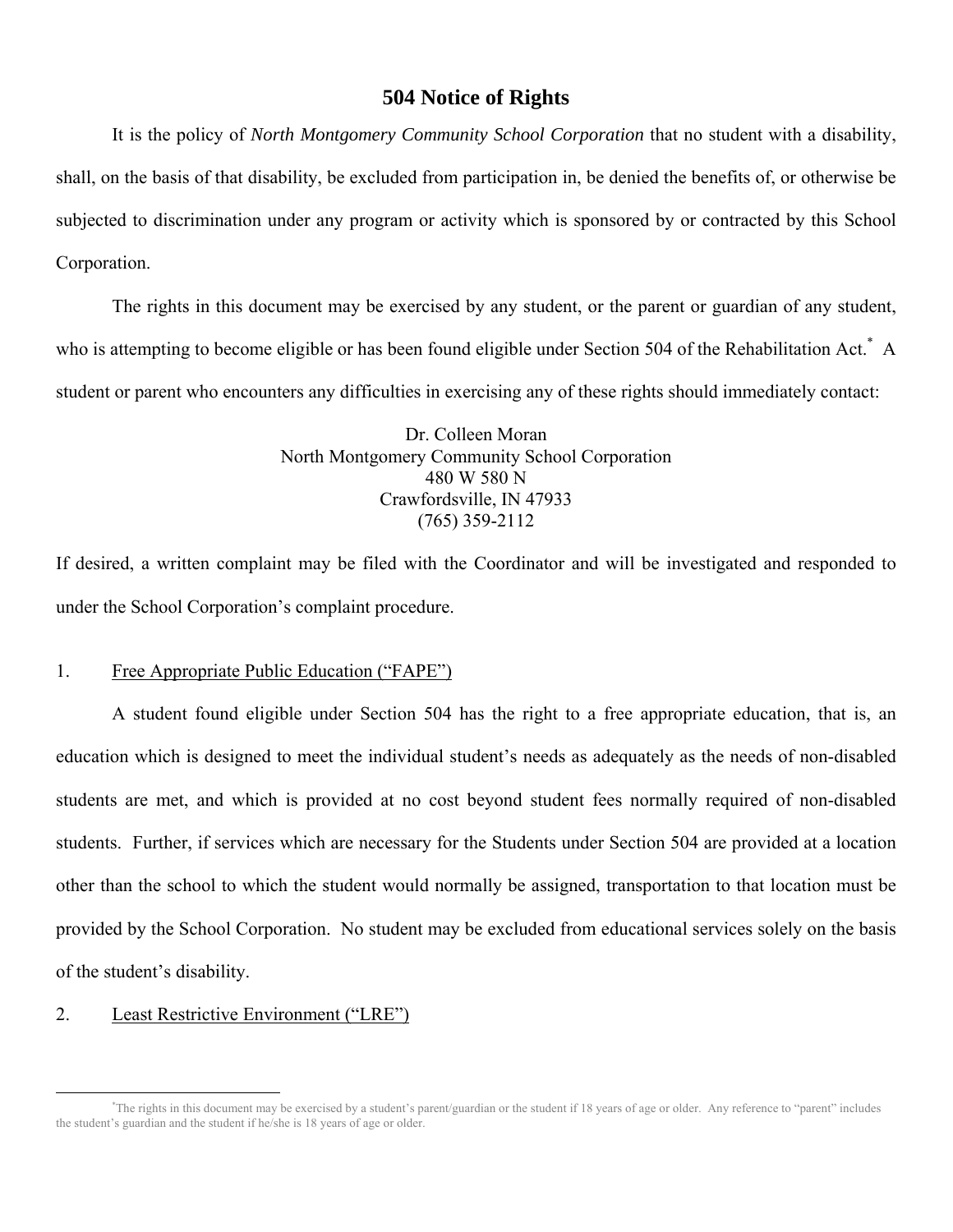# 504 Notice of Rights

It is the policy of *North Montgomery Community School Corporation* that no student with a disability, shall, on the basis of that disability, be excluded from participation in, be denied the benefits of, or otherwise be subjected to discrimination under any program or activity which is sponsored by or contracted by this School Corporation.

The rights in this document may be exercised by any student, or the parent or guardian of any student, who is attempting to become eligible or has been found eligible under Section 504 of the Rehabilitation Act.[*] A student or parent who encounters any difficulties in exercising any of these rights should immediately contact:

Dr. Colleen Moran
North Montgomery Community School Corporation
480 W 580 N
Crawfordsville, IN 47933
(765) 359-2112

If desired, a written complaint may be filed with the Coordinator and will be investigated and responded to under the School Corporation's complaint procedure.

1. Free Appropriate Public Education ("FAPE")

A student found eligible under Section 504 has the right to a free appropriate education, that is, an education which is designed to meet the individual student's needs as adequately as the needs of non-disabled students are met, and which is provided at no cost beyond student fees normally required of non-disabled students. Further, if services which are necessary for the Students under Section 504 are provided at a location other than the school to which the student would normally be assigned, transportation to that location must be provided by the School Corporation. No student may be excluded from educational services solely on the basis of the student's disability.

2. Least Restrictive Environment ("LRE")

---

[*] The rights in this document may be exercised by a student's parent/guardian or the student if 18 years of age or older. Any reference to "parent" includes the student's guardian and the student if he/she is 18 years of age or older.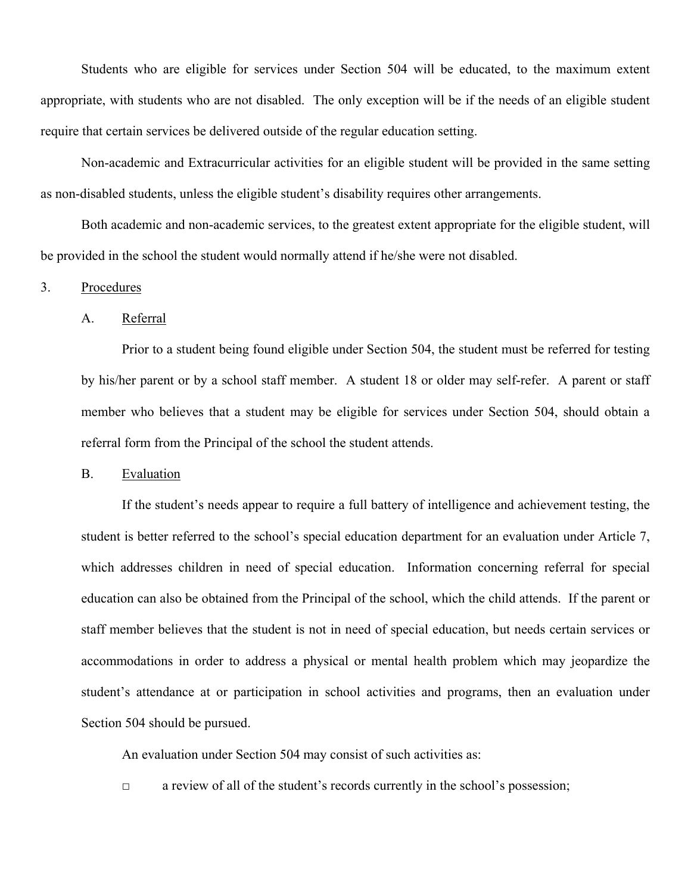Students who are eligible for services under Section 504 will be educated, to the maximum extent appropriate, with students who are not disabled. The only exception will be if the needs of an eligible student require that certain services be delivered outside of the regular education setting.

Non-academic and Extracurricular activities for an eligible student will be provided in the same setting as non-disabled students, unless the eligible student's disability requires other arrangements.

Both academic and non-academic services, to the greatest extent appropriate for the eligible student, will be provided in the school the student would normally attend if he/she were not disabled.

3. Procedures

A. Referral

Prior to a student being found eligible under Section 504, the student must be referred for testing by his/her parent or by a school staff member. A student 18 or older may self-refer. A parent or staff member who believes that a student may be eligible for services under Section 504, should obtain a referral form from the Principal of the school the student attends.

B. Evaluation

If the student's needs appear to require a full battery of intelligence and achievement testing, the student is better referred to the school's special education department for an evaluation under Article 7, which addresses children in need of special education. Information concerning referral for special education can also be obtained from the Principal of the school, which the child attends. If the parent or staff member believes that the student is not in need of special education, but needs certain services or accommodations in order to address a physical or mental health problem which may jeopardize the student's attendance at or participation in school activities and programs, then an evaluation under Section 504 should be pursued.

An evaluation under Section 504 may consist of such activities as:

- a review of all of the student's records currently in the school's possession;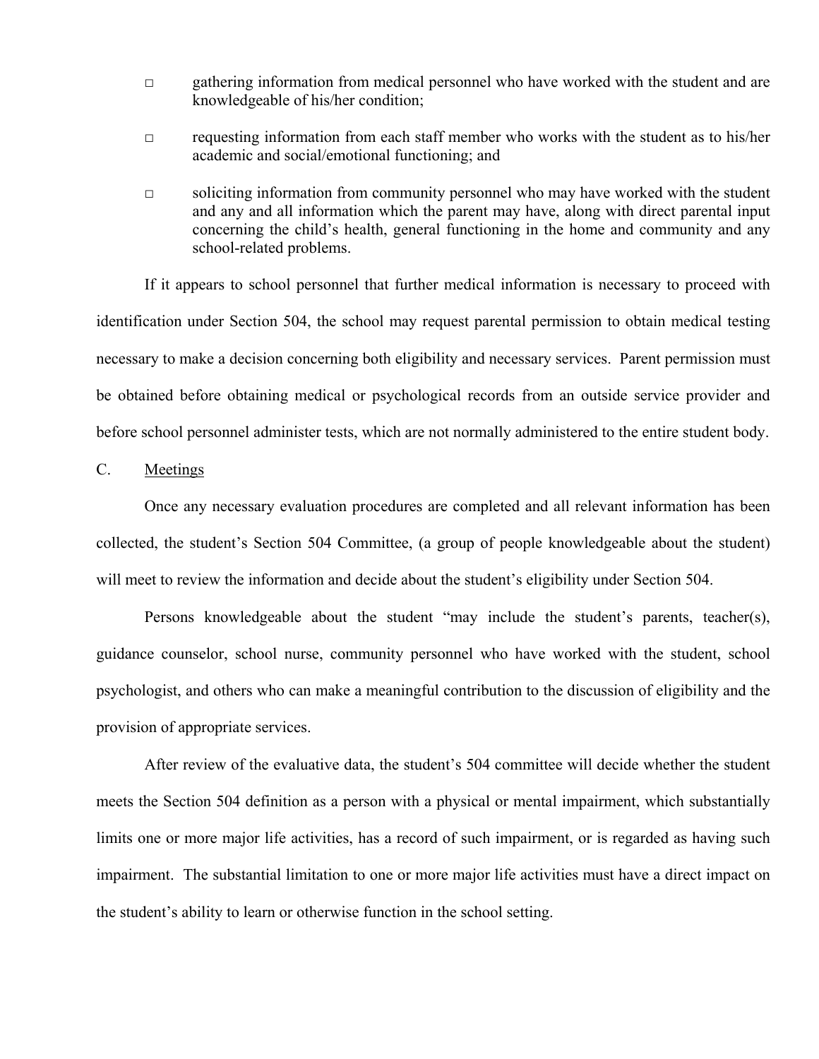- gathering information from medical personnel who have worked with the student and are knowledgeable of his/her condition;
- requesting information from each staff member who works with the student as to his/her academic and social/emotional functioning; and
- soliciting information from community personnel who may have worked with the student and any and all information which the parent may have, along with direct parental input concerning the child's health, general functioning in the home and community and any school-related problems.

If it appears to school personnel that further medical information is necessary to proceed with identification under Section 504, the school may request parental permission to obtain medical testing necessary to make a decision concerning both eligibility and necessary services. Parent permission must be obtained before obtaining medical or psychological records from an outside service provider and before school personnel administer tests, which are not normally administered to the entire student body.

C. Meetings

Once any necessary evaluation procedures are completed and all relevant information has been collected, the student's Section 504 Committee, (a group of people knowledgeable about the student) will meet to review the information and decide about the student's eligibility under Section 504.

Persons knowledgeable about the student "may include the student's parents, teacher(s), guidance counselor, school nurse, community personnel who have worked with the student, school psychologist, and others who can make a meaningful contribution to the discussion of eligibility and the provision of appropriate services.

After review of the evaluative data, the student's 504 committee will decide whether the student meets the Section 504 definition as a person with a physical or mental impairment, which substantially limits one or more major life activities, has a record of such impairment, or is regarded as having such impairment. The substantial limitation to one or more major life activities must have a direct impact on the student's ability to learn or otherwise function in the school setting.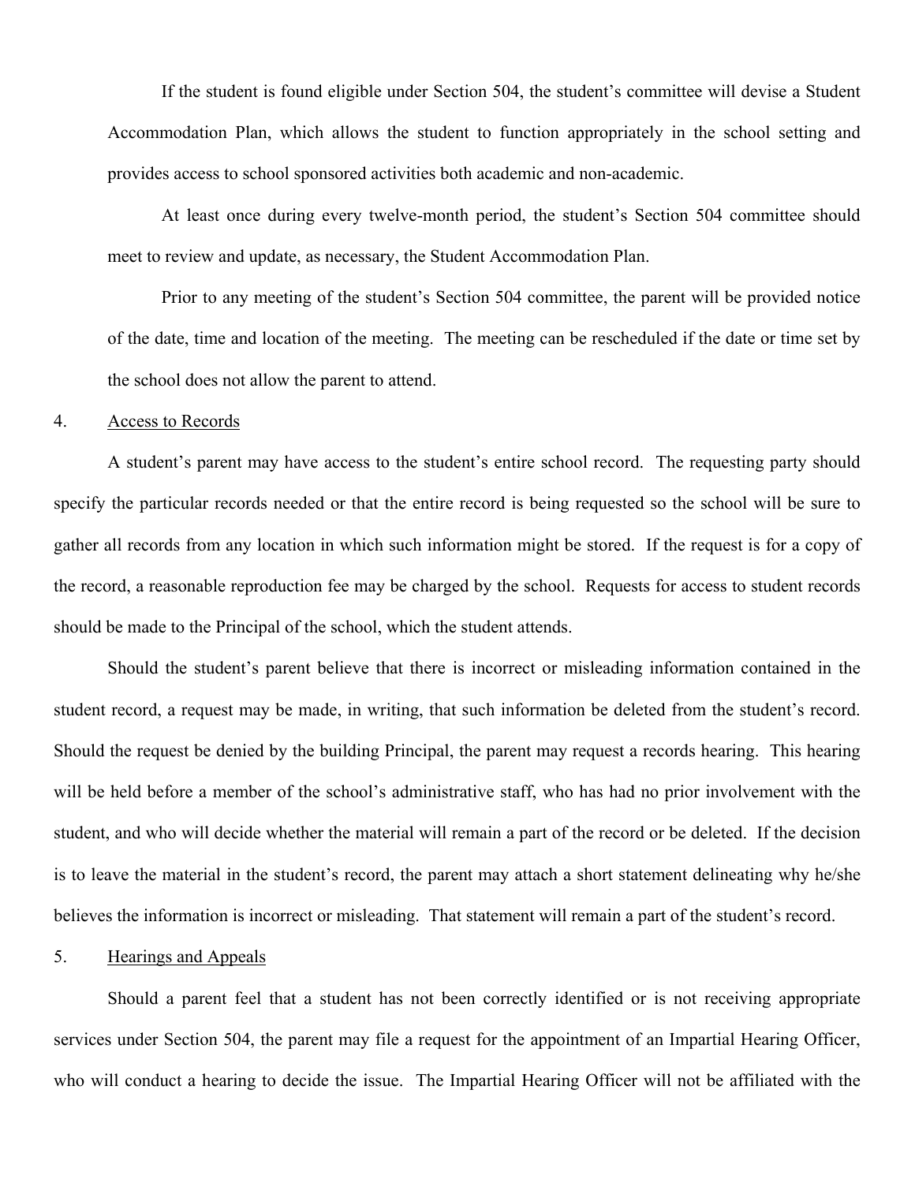If the student is found eligible under Section 504, the student's committee will devise a Student Accommodation Plan, which allows the student to function appropriately in the school setting and provides access to school sponsored activities both academic and non-academic.

At least once during every twelve-month period, the student's Section 504 committee should meet to review and update, as necessary, the Student Accommodation Plan.

Prior to any meeting of the student's Section 504 committee, the parent will be provided notice of the date, time and location of the meeting. The meeting can be rescheduled if the date or time set by the school does not allow the parent to attend.

4. <u>Access to Records</u>

A student's parent may have access to the student's entire school record. The requesting party should specify the particular records needed or that the entire record is being requested so the school will be sure to gather all records from any location in which such information might be stored. If the request is for a copy of the record, a reasonable reproduction fee may be charged by the school. Requests for access to student records should be made to the Principal of the school, which the student attends.

Should the student's parent believe that there is incorrect or misleading information contained in the student record, a request may be made, in writing, that such information be deleted from the student's record. Should the request be denied by the building Principal, the parent may request a records hearing. This hearing will be held before a member of the school's administrative staff, who has had no prior involvement with the student, and who will decide whether the material will remain a part of the record or be deleted. If the decision is to leave the material in the student's record, the parent may attach a short statement delineating why he/she believes the information is incorrect or misleading. That statement will remain a part of the student's record.

5. <u>Hearings and Appeals</u>

Should a parent feel that a student has not been correctly identified or is not receiving appropriate services under Section 504, the parent may file a request for the appointment of an Impartial Hearing Officer, who will conduct a hearing to decide the issue. The Impartial Hearing Officer will not be affiliated with the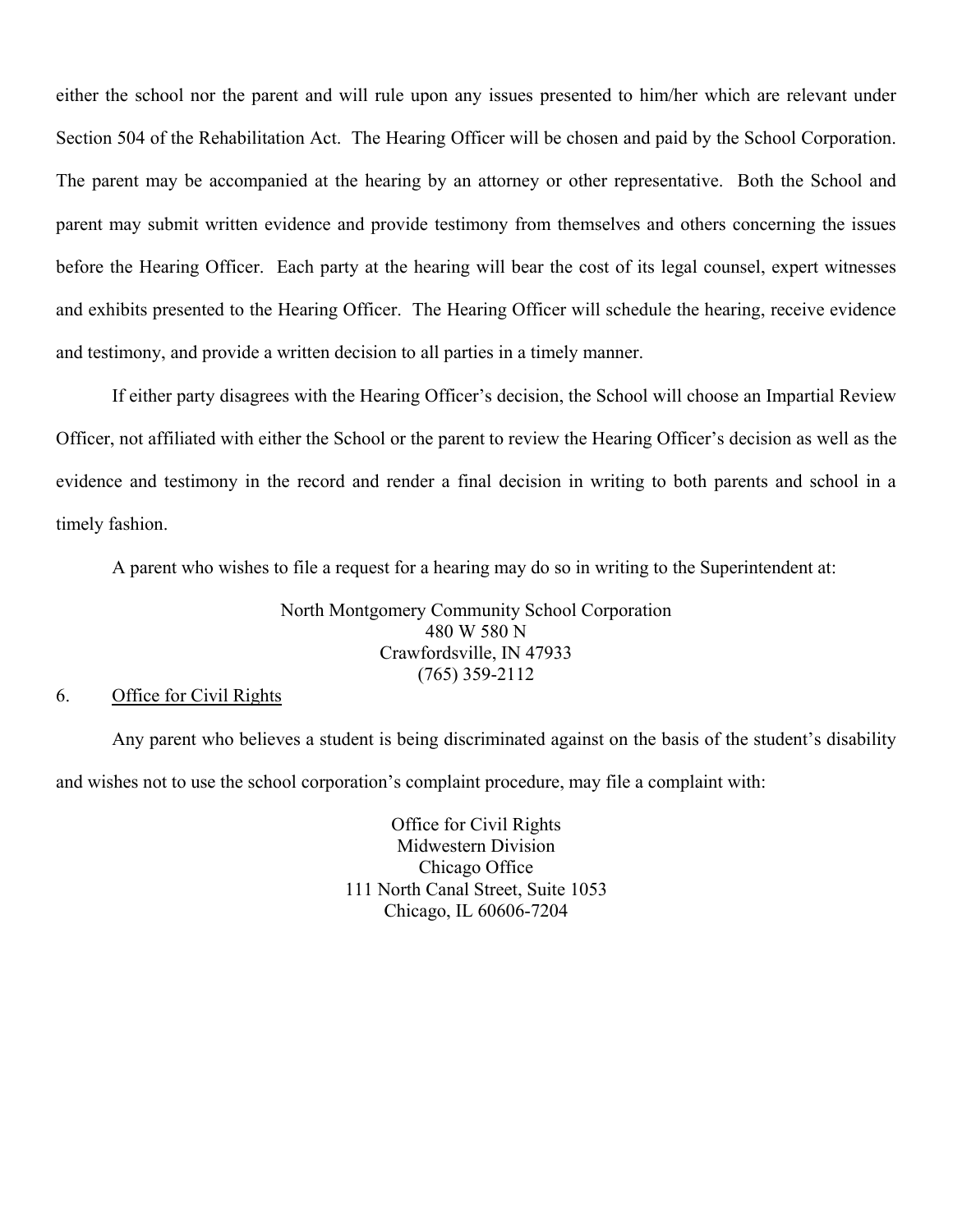either the school nor the parent and will rule upon any issues presented to him/her which are relevant under Section 504 of the Rehabilitation Act. The Hearing Officer will be chosen and paid by the School Corporation. The parent may be accompanied at the hearing by an attorney or other representative. Both the School and parent may submit written evidence and provide testimony from themselves and others concerning the issues before the Hearing Officer. Each party at the hearing will bear the cost of its legal counsel, expert witnesses and exhibits presented to the Hearing Officer. The Hearing Officer will schedule the hearing, receive evidence and testimony, and provide a written decision to all parties in a timely manner.

If either party disagrees with the Hearing Officer's decision, the School will choose an Impartial Review Officer, not affiliated with either the School or the parent to review the Hearing Officer's decision as well as the evidence and testimony in the record and render a final decision in writing to both parents and school in a timely fashion.

A parent who wishes to file a request for a hearing may do so in writing to the Superintendent at:

North Montgomery Community School Corporation
480 W 580 N
Crawfordsville, IN 47933
(765) 359-2112

6. Office for Civil Rights

Any parent who believes a student is being discriminated against on the basis of the student's disability and wishes not to use the school corporation's complaint procedure, may file a complaint with:

Office for Civil Rights
Midwestern Division
Chicago Office
111 North Canal Street, Suite 1053
Chicago, IL 60606-7204